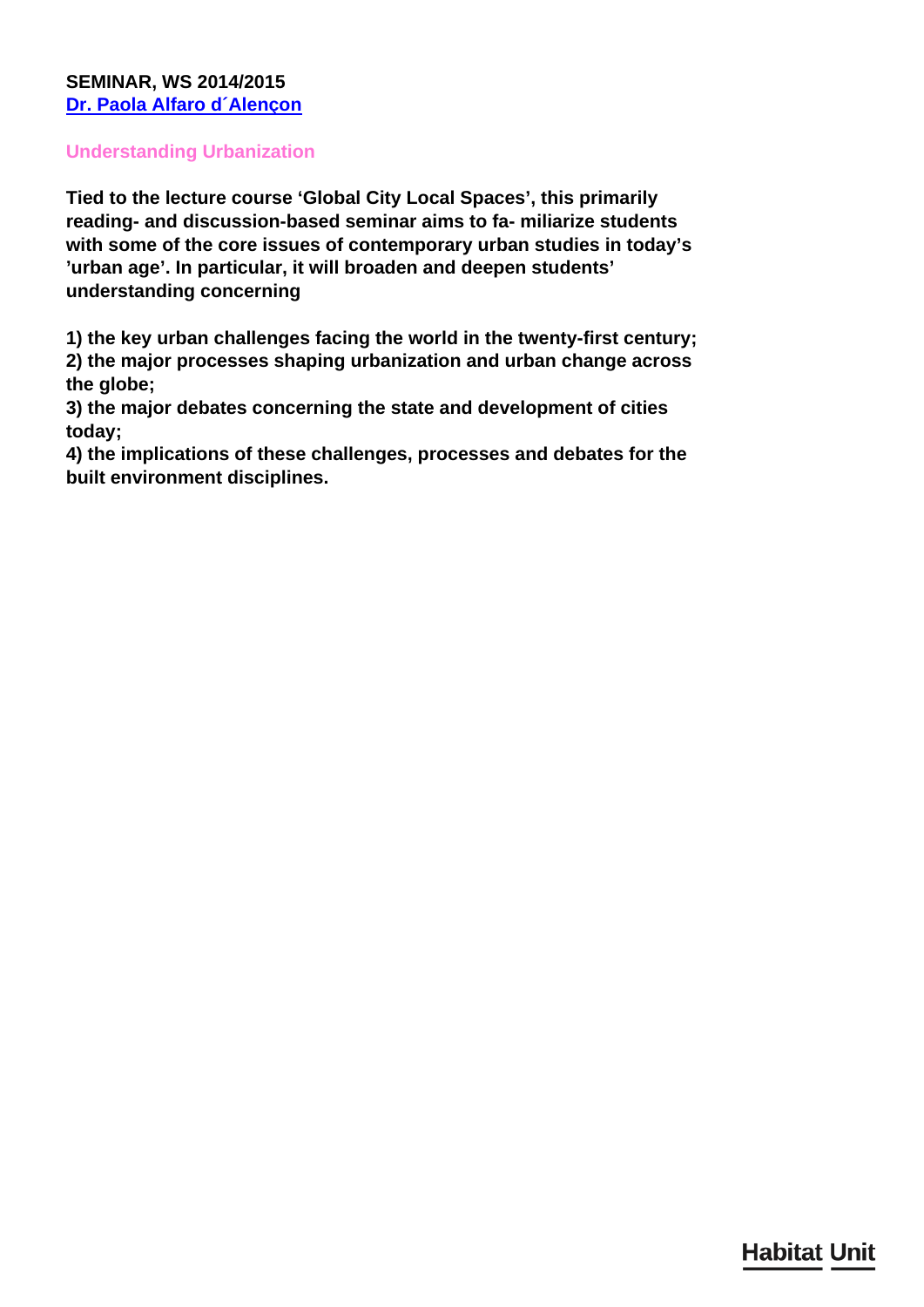**SEMINAR, WS 2014/2015**
**Dr. Paola Alfaro d´Alençon**

## Understanding Urbanization

**Tied to the lecture course 'Global City Local Spaces', this primarily reading- and discussion-based seminar aims to fa- miliarize students with some of the core issues of contemporary urban studies in today's 'urban age'. In particular, it will broaden and deepen students' understanding concerning**

**1) the key urban challenges facing the world in the twenty-first century;**
**2) the major processes shaping urbanization and urban change across the globe;**
**3) the major debates concerning the state and development of cities today;**
**4) the implications of these challenges, processes and debates for the built environment disciplines.**

**Habitat Unit**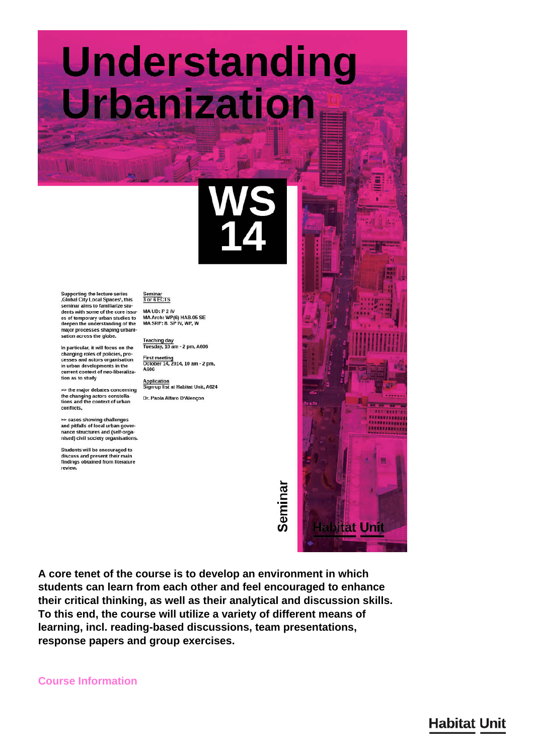# Understanding Urbanization

**WS 14**

Supporting the lecture series ‚Global City Local Spaces', this seminar aims to familiarize students with some of the core issues of temporary urban studies to deepen the understanding of the major processes shaping urbanisation across the globe.

In particular, it will focus on the changing roles of policies, processes and actors organisation in urban developments in the current context of neo-liberalization as to study

>> the major debates concerning the changing actors constellations and the context of urban conflicts,

>> cases showing challenges and pitfalls of local urban governance structures and (self-organised) civil society organisations.

Students will be encouraged to discuss and present their main findings obtained from literature review.

Seminar
3 or 6 ECTS

MA UD: P 2 IV
MA Arch: WP(6) HAB.05 SE
MA SRP: 8. SP IV, WP, W

Teaching day
Tuesday, 10 am - 2 pm, A606

First meeting
October 14, 2014, 10 am - 2 pm, A606

Application
Sign-up list at Habitat Unit, A624

Dr. Paola Alfaro D'Alençon

Seminar

Habitat Unit

**A core tenet of the course is to develop an environment in which students can learn from each other and feel encouraged to enhance their critical thinking, as well as their analytical and discussion skills. To this end, the course will utilize a variety of different means of learning, incl. reading-based discussions, team presentations, response papers and group exercises.**

## Course Information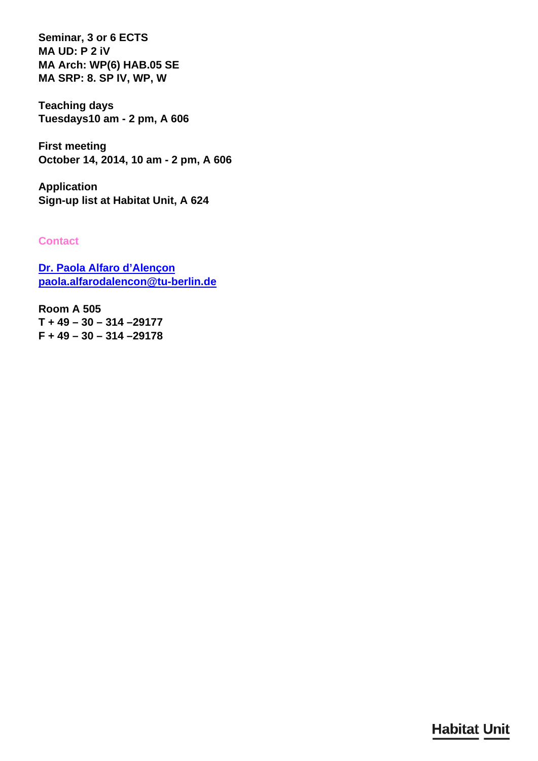**Seminar, 3 or 6 ECTS**
**MA UD: P 2 iV**
**MA Arch: WP(6) HAB.05 SE**
**MA SRP: 8. SP IV, WP, W**

**Teaching days**
**Tuesdays10 am - 2 pm, A 606**

**First meeting**
**October 14, 2014, 10 am - 2 pm, A 606**

**Application**
**Sign-up list at Habitat Unit, A 624**

**Contact**

**Dr. Paola Alfaro d'Alençon**
**paola.alfarodalencon@tu-berlin.de**

**Room A 505**
**T + 49 – 30 – 314 –29177**
**F + 49 – 30 – 314 –29178**

**Habitat Unit**